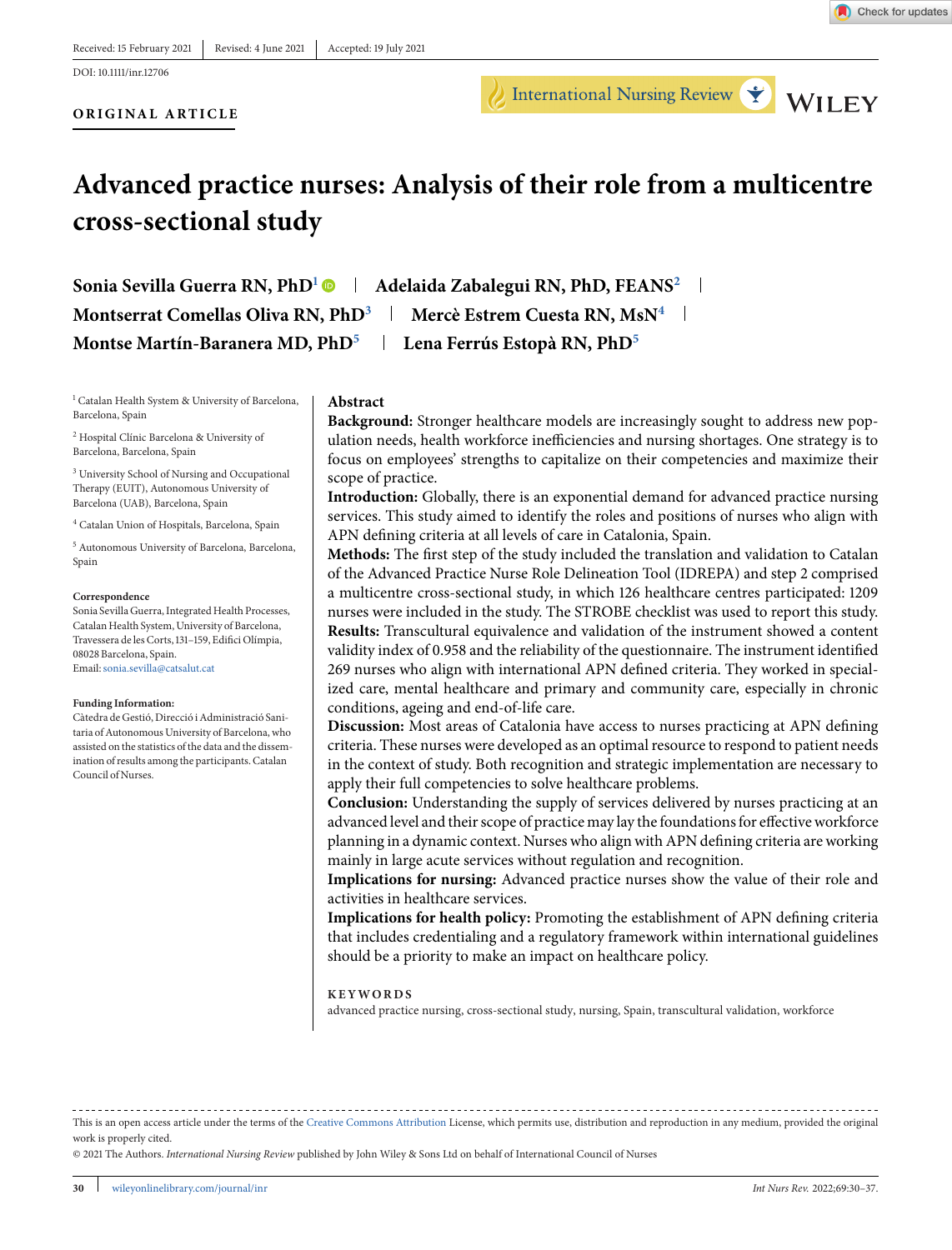Received: 15 February 2021 | Revised: 4 June 2021 | Accepted: 19 July 2021

DOI: 10.1111/inr.12706

ORIGINAL ARTICLE

# Advanced practice nurses: Analysis of their role from a multicentre cross-sectional study

**Sonia Sevilla Guerra RN, PhD**[1] | **Adelaida Zabalegui RN, PhD, FEANS**[2] | **Montserrat Comellas Oliva RN, PhD**[3] | **Mercè Estrem Cuesta RN, MsN**[4] | **Montse Martín-Baranera MD, PhD**[5] | **Lena Ferrús Estopà RN, PhD**[5]

[1] Catalan Health System & University of Barcelona, Barcelona, Spain

[2] Hospital Clínic Barcelona & University of Barcelona, Barcelona, Spain

[3] University School of Nursing and Occupational Therapy (EUIT), Autonomous University of Barcelona (UAB), Barcelona, Spain

[4] Catalan Union of Hospitals, Barcelona, Spain

[5] Autonomous University of Barcelona, Barcelona, Spain

**Correspondence**
Sonia Sevilla Guerra, Integrated Health Processes, Catalan Health System, University of Barcelona, Travessera de les Corts, 131–159, Edifici Olímpia, 08028 Barcelona, Spain.
Email: sonia.sevilla@catsalut.cat

**Funding Information:**
Càtedra de Gestió, Direcció i Administració Sanitaria of Autonomous University of Barcelona, who assisted on the statistics of the data and the dissemination of results among the participants. Catalan Council of Nurses.

## Abstract

**Background:** Stronger healthcare models are increasingly sought to address new population needs, health workforce inefficiencies and nursing shortages. One strategy is to focus on employees' strengths to capitalize on their competencies and maximize their scope of practice.

**Introduction:** Globally, there is an exponential demand for advanced practice nursing services. This study aimed to identify the roles and positions of nurses who align with APN defining criteria at all levels of care in Catalonia, Spain.

**Methods:** The first step of the study included the translation and validation to Catalan of the Advanced Practice Nurse Role Delineation Tool (IDREPA) and step 2 comprised a multicentre cross-sectional study, in which 126 healthcare centres participated: 1209 nurses were included in the study. The STROBE checklist was used to report this study.

**Results:** Transcultural equivalence and validation of the instrument showed a content validity index of 0.958 and the reliability of the questionnaire. The instrument identified 269 nurses who align with international APN defined criteria. They worked in specialized care, mental healthcare and primary and community care, especially in chronic conditions, ageing and end-of-life care.

**Discussion:** Most areas of Catalonia have access to nurses practicing at APN defining criteria. These nurses were developed as an optimal resource to respond to patient needs in the context of study. Both recognition and strategic implementation are necessary to apply their full competencies to solve healthcare problems.

**Conclusion:** Understanding the supply of services delivered by nurses practicing at an advanced level and their scope of practice may lay the foundations for effective workforce planning in a dynamic context. Nurses who align with APN defining criteria are working mainly in large acute services without regulation and recognition.

**Implications for nursing:** Advanced practice nurses show the value of their role and activities in healthcare services.

**Implications for health policy:** Promoting the establishment of APN defining criteria that includes credentialing and a regulatory framework within international guidelines should be a priority to make an impact on healthcare policy.

**KEYWORDS**

advanced practice nursing, cross-sectional study, nursing, Spain, transcultural validation, workforce

This is an open access article under the terms of the Creative Commons Attribution License, which permits use, distribution and reproduction in any medium, provided the original work is properly cited.
© 2021 The Authors. *International Nursing Review* published by John Wiley & Sons Ltd on behalf of International Council of Nurses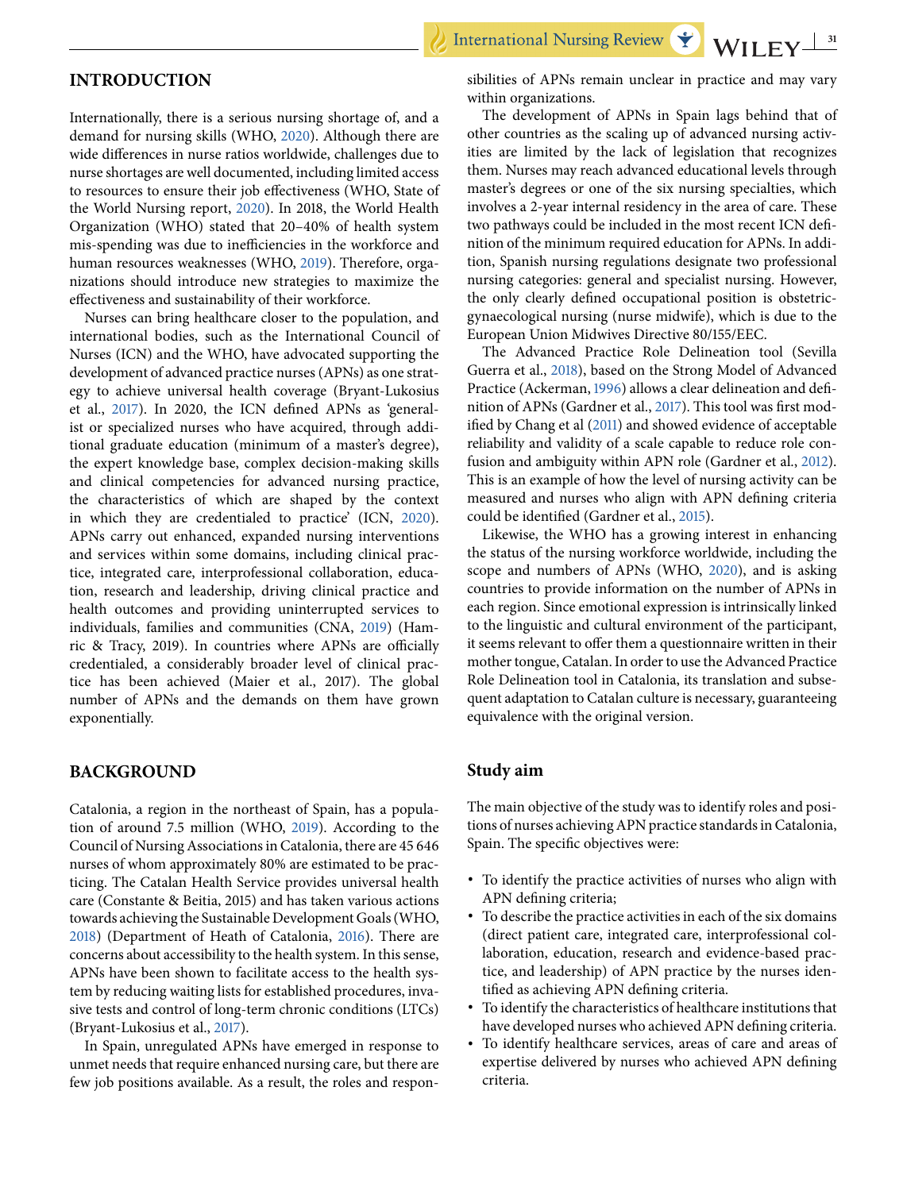## INTRODUCTION

Internationally, there is a serious nursing shortage of, and a demand for nursing skills (WHO, 2020). Although there are wide differences in nurse ratios worldwide, challenges due to nurse shortages are well documented, including limited access to resources to ensure their job effectiveness (WHO, State of the World Nursing report, 2020). In 2018, the World Health Organization (WHO) stated that 20–40% of health system mis-spending was due to inefficiencies in the workforce and human resources weaknesses (WHO, 2019). Therefore, organizations should introduce new strategies to maximize the effectiveness and sustainability of their workforce.

Nurses can bring healthcare closer to the population, and international bodies, such as the International Council of Nurses (ICN) and the WHO, have advocated supporting the development of advanced practice nurses (APNs) as one strategy to achieve universal health coverage (Bryant-Lukosius et al., 2017). In 2020, the ICN defined APNs as 'generalist or specialized nurses who have acquired, through additional graduate education (minimum of a master's degree), the expert knowledge base, complex decision-making skills and clinical competencies for advanced nursing practice, the characteristics of which are shaped by the context in which they are credentialed to practice' (ICN, 2020). APNs carry out enhanced, expanded nursing interventions and services within some domains, including clinical practice, integrated care, interprofessional collaboration, education, research and leadership, driving clinical practice and health outcomes and providing uninterrupted services to individuals, families and communities (CNA, 2019) (Hamric & Tracy, 2019). In countries where APNs are officially credentialed, a considerably broader level of clinical practice has been achieved (Maier et al., 2017). The global number of APNs and the demands on them have grown exponentially.

## BACKGROUND

Catalonia, a region in the northeast of Spain, has a population of around 7.5 million (WHO, 2019). According to the Council of Nursing Associations in Catalonia, there are 45 646 nurses of whom approximately 80% are estimated to be practicing. The Catalan Health Service provides universal health care (Constante & Beitia, 2015) and has taken various actions towards achieving the Sustainable Development Goals (WHO, 2018) (Department of Heath of Catalonia, 2016). There are concerns about accessibility to the health system. In this sense, APNs have been shown to facilitate access to the health system by reducing waiting lists for established procedures, invasive tests and control of long-term chronic conditions (LTCs) (Bryant-Lukosius et al., 2017).

In Spain, unregulated APNs have emerged in response to unmet needs that require enhanced nursing care, but there are few job positions available. As a result, the roles and responsibilities of APNs remain unclear in practice and may vary within organizations.

The development of APNs in Spain lags behind that of other countries as the scaling up of advanced nursing activities are limited by the lack of legislation that recognizes them. Nurses may reach advanced educational levels through master's degrees or one of the six nursing specialties, which involves a 2-year internal residency in the area of care. These two pathways could be included in the most recent ICN definition of the minimum required education for APNs. In addition, Spanish nursing regulations designate two professional nursing categories: general and specialist nursing. However, the only clearly defined occupational position is obstetric-gynaecological nursing (nurse midwife), which is due to the European Union Midwives Directive 80/155/EEC.

The Advanced Practice Role Delineation tool (Sevilla Guerra et al., 2018), based on the Strong Model of Advanced Practice (Ackerman, 1996) allows a clear delineation and definition of APNs (Gardner et al., 2017). This tool was first modified by Chang et al (2011) and showed evidence of acceptable reliability and validity of a scale capable to reduce role confusion and ambiguity within APN role (Gardner et al., 2012). This is an example of how the level of nursing activity can be measured and nurses who align with APN defining criteria could be identified (Gardner et al., 2015).

Likewise, the WHO has a growing interest in enhancing the status of the nursing workforce worldwide, including the scope and numbers of APNs (WHO, 2020), and is asking countries to provide information on the number of APNs in each region. Since emotional expression is intrinsically linked to the linguistic and cultural environment of the participant, it seems relevant to offer them a questionnaire written in their mother tongue, Catalan. In order to use the Advanced Practice Role Delineation tool in Catalonia, its translation and subsequent adaptation to Catalan culture is necessary, guaranteeing equivalence with the original version.

### Study aim

The main objective of the study was to identify roles and positions of nurses achieving APN practice standards in Catalonia, Spain. The specific objectives were:

- To identify the practice activities of nurses who align with APN defining criteria;
- To describe the practice activities in each of the six domains (direct patient care, integrated care, interprofessional collaboration, education, research and evidence-based practice, and leadership) of APN practice by the nurses identified as achieving APN defining criteria.
- To identify the characteristics of healthcare institutions that have developed nurses who achieved APN defining criteria.
- To identify healthcare services, areas of care and areas of expertise delivered by nurses who achieved APN defining criteria.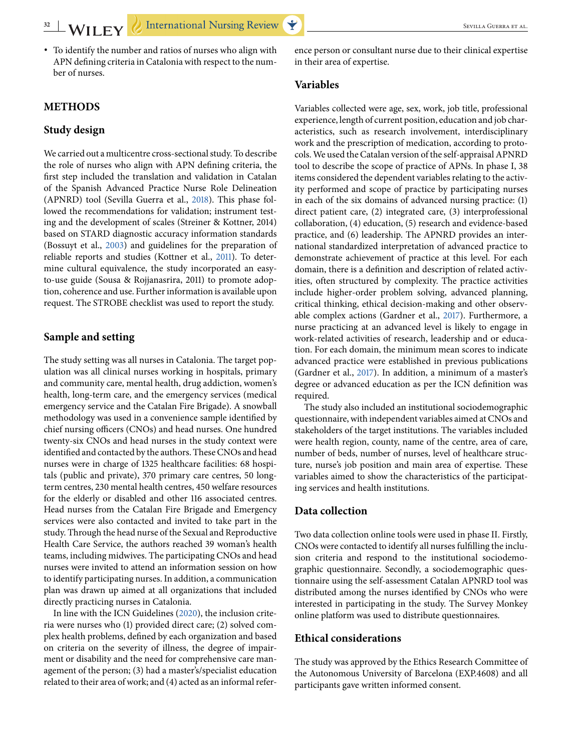- To identify the number and ratios of nurses who align with APN defining criteria in Catalonia with respect to the number of nurses.

## METHODS

### Study design

We carried out a multicentre cross-sectional study. To describe the role of nurses who align with APN defining criteria, the first step included the translation and validation in Catalan of the Spanish Advanced Practice Nurse Role Delineation (APNRD) tool (Sevilla Guerra et al., 2018). This phase followed the recommendations for validation; instrument testing and the development of scales (Streiner & Kottner, 2014) based on STARD diagnostic accuracy information standards (Bossuyt et al., 2003) and guidelines for the preparation of reliable reports and studies (Kottner et al., 2011). To determine cultural equivalence, the study incorporated an easy-to-use guide (Sousa & Rojjanasrira, 2011) to promote adoption, coherence and use. Further information is available upon request. The STROBE checklist was used to report the study.

### Sample and setting

The study setting was all nurses in Catalonia. The target population was all clinical nurses working in hospitals, primary and community care, mental health, drug addiction, women's health, long-term care, and the emergency services (medical emergency service and the Catalan Fire Brigade). A snowball methodology was used in a convenience sample identified by chief nursing officers (CNOs) and head nurses. One hundred twenty-six CNOs and head nurses in the study context were identified and contacted by the authors. These CNOs and head nurses were in charge of 1325 healthcare facilities: 68 hospitals (public and private), 370 primary care centres, 50 long-term centres, 230 mental health centres, 450 welfare resources for the elderly or disabled and other 116 associated centres. Head nurses from the Catalan Fire Brigade and Emergency services were also contacted and invited to take part in the study. Through the head nurse of the Sexual and Reproductive Health Care Service, the authors reached 39 woman's health teams, including midwives. The participating CNOs and head nurses were invited to attend an information session on how to identify participating nurses. In addition, a communication plan was drawn up aimed at all organizations that included directly practicing nurses in Catalonia.

In line with the ICN Guidelines (2020), the inclusion criteria were nurses who (1) provided direct care; (2) solved complex health problems, defined by each organization and based on criteria on the severity of illness, the degree of impairment or disability and the need for comprehensive care management of the person; (3) had a master's/specialist education related to their area of work; and (4) acted as an informal reference person or consultant nurse due to their clinical expertise in their area of expertise.

### Variables

Variables collected were age, sex, work, job title, professional experience, length of current position, education and job characteristics, such as research involvement, interdisciplinary work and the prescription of medication, according to protocols. We used the Catalan version of the self-appraisal APNRD tool to describe the scope of practice of APNs. In phase I, 38 items considered the dependent variables relating to the activity performed and scope of practice by participating nurses in each of the six domains of advanced nursing practice: (1) direct patient care, (2) integrated care, (3) interprofessional collaboration, (4) education, (5) research and evidence-based practice, and (6) leadership. The APNRD provides an international standardized interpretation of advanced practice to demonstrate achievement of practice at this level. For each domain, there is a definition and description of related activities, often structured by complexity. The practice activities include higher-order problem solving, advanced planning, critical thinking, ethical decision-making and other observable complex actions (Gardner et al., 2017). Furthermore, a nurse practicing at an advanced level is likely to engage in work-related activities of research, leadership and or education. For each domain, the minimum mean scores to indicate advanced practice were established in previous publications (Gardner et al., 2017). In addition, a minimum of a master's degree or advanced education as per the ICN definition was required.

The study also included an institutional sociodemographic questionnaire, with independent variables aimed at CNOs and stakeholders of the target institutions. The variables included were health region, county, name of the centre, area of care, number of beds, number of nurses, level of healthcare structure, nurse's job position and main area of expertise. These variables aimed to show the characteristics of the participating services and health institutions.

### Data collection

Two data collection online tools were used in phase II. Firstly, CNOs were contacted to identify all nurses fulfilling the inclusion criteria and respond to the institutional sociodemographic questionnaire. Secondly, a sociodemographic questionnaire using the self-assessment Catalan APNRD tool was distributed among the nurses identified by CNOs who were interested in participating in the study. The Survey Monkey online platform was used to distribute questionnaires.

### Ethical considerations

The study was approved by the Ethics Research Committee of the Autonomous University of Barcelona (EXP.4608) and all participants gave written informed consent.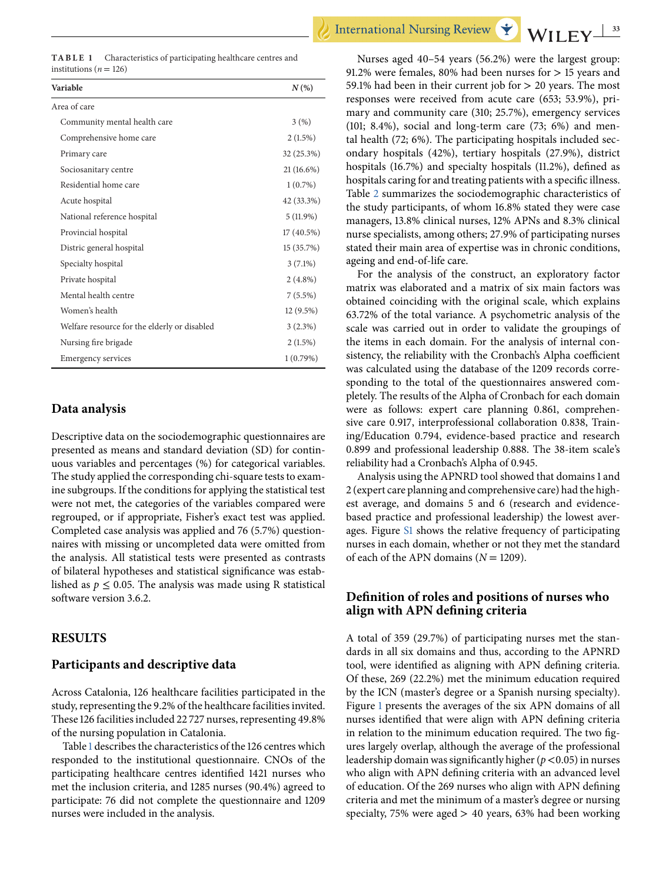**TABLE 1** Characteristics of participating healthcare centres and institutions ($n = 126$)

| Variable | N (%) |
|---|---|
| Area of care | |
| Community mental health care | 3 (%) |
| Comprehensive home care | 2 (1.5%) |
| Primary care | 32 (25.3%) |
| Sociosanitary centre | 21 (16.6%) |
| Residential home care | 1 (0.7%) |
| Acute hospital | 42 (33.3%) |
| National reference hospital | 5 (11.9%) |
| Provincial hospital | 17 (40.5%) |
| Distric general hospital | 15 (35.7%) |
| Specialty hospital | 3 (7.1%) |
| Private hospital | 2 (4.8%) |
| Mental health centre | 7 (5.5%) |
| Women's health | 12 (9.5%) |
| Welfare resource for the elderly or disabled | 3 (2.3%) |
| Nursing fire brigade | 2 (1.5%) |
| Emergency services | 1 (0.79%) |

## Data analysis

Descriptive data on the sociodemographic questionnaires are presented as means and standard deviation (SD) for continuous variables and percentages (%) for categorical variables. The study applied the corresponding chi-square tests to examine subgroups. If the conditions for applying the statistical test were not met, the categories of the variables compared were regrouped, or if appropriate, Fisher's exact test was applied. Completed case analysis was applied and 76 (5.7%) questionnaires with missing or uncompleted data were omitted from the analysis. All statistical tests were presented as contrasts of bilateral hypotheses and statistical significance was established as $p \leq 0.05$. The analysis was made using R statistical software version 3.6.2.

## RESULTS

### Participants and descriptive data

Across Catalonia, 126 healthcare facilities participated in the study, representing the 9.2% of the healthcare facilities invited. These 126 facilities included 22 727 nurses, representing 49.8% of the nursing population in Catalonia.

Table 1 describes the characteristics of the 126 centres which responded to the institutional questionnaire. CNOs of the participating healthcare centres identified 1421 nurses who met the inclusion criteria, and 1285 nurses (90.4%) agreed to participate: 76 did not complete the questionnaire and 1209 nurses were included in the analysis.

Nurses aged 40–54 years (56.2%) were the largest group: 91.2% were females, 80% had been nurses for > 15 years and 59.1% had been in their current job for > 20 years. The most responses were received from acute care (653; 53.9%), primary and community care (310; 25.7%), emergency services (101; 8.4%), social and long-term care (73; 6%) and mental health (72; 6%). The participating hospitals included secondary hospitals (42%), tertiary hospitals (27.9%), district hospitals (16.7%) and specialty hospitals (11.2%), defined as hospitals caring for and treating patients with a specific illness. Table 2 summarizes the sociodemographic characteristics of the study participants, of whom 16.8% stated they were case managers, 13.8% clinical nurses, 12% APNs and 8.3% clinical nurse specialists, among others; 27.9% of participating nurses stated their main area of expertise was in chronic conditions, ageing and end-of-life care.

For the analysis of the construct, an exploratory factor matrix was elaborated and a matrix of six main factors was obtained coinciding with the original scale, which explains 63.72% of the total variance. A psychometric analysis of the scale was carried out in order to validate the groupings of the items in each domain. For the analysis of internal consistency, the reliability with the Cronbach's Alpha coefficient was calculated using the database of the 1209 records corresponding to the total of the questionnaires answered completely. The results of the Alpha of Cronbach for each domain were as follows: expert care planning 0.861, comprehensive care 0.917, interprofessional collaboration 0.838, Training/Education 0.794, evidence-based practice and research 0.899 and professional leadership 0.888. The 38-item scale's reliability had a Cronbach's Alpha of 0.945.

Analysis using the APNRD tool showed that domains 1 and 2 (expert care planning and comprehensive care) had the highest average, and domains 5 and 6 (research and evidence-based practice and professional leadership) the lowest averages. Figure S1 shows the relative frequency of participating nurses in each domain, whether or not they met the standard of each of the APN domains ($N = 1209$).

## Definition of roles and positions of nurses who align with APN defining criteria

A total of 359 (29.7%) of participating nurses met the standards in all six domains and thus, according to the APNRD tool, were identified as aligning with APN defining criteria. Of these, 269 (22.2%) met the minimum education required by the ICN (master's degree or a Spanish nursing specialty). Figure 1 presents the averages of the six APN domains of all nurses identified that were align with APN defining criteria in relation to the minimum education required. The two figures largely overlap, although the average of the professional leadership domain was significantly higher ($p < 0.05$) in nurses who align with APN defining criteria with an advanced level of education. Of the 269 nurses who align with APN defining criteria and met the minimum of a master's degree or nursing specialty, 75% were aged > 40 years, 63% had been working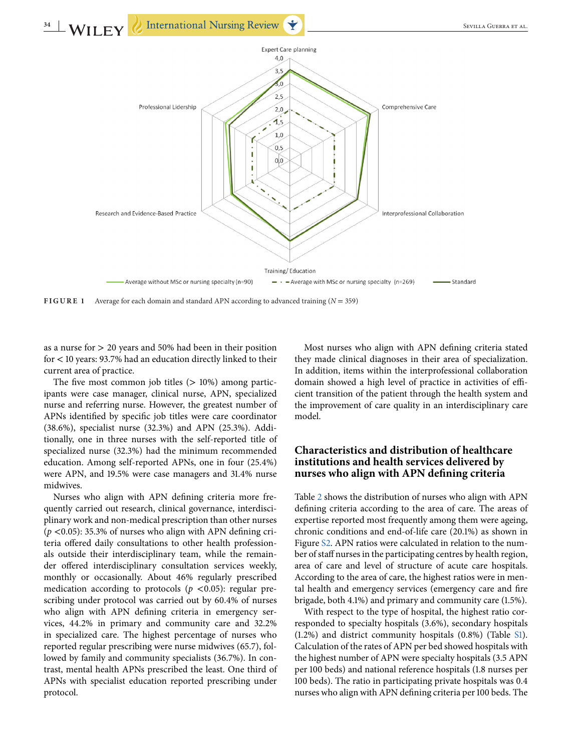**FIGURE 1** Average for each domain and standard APN according to advanced training ($N = 359$)

as a nurse for > 20 years and 50% had been in their position for < 10 years: 93.7% had an education directly linked to their current area of practice.

The five most common job titles (> 10%) among participants were case manager, clinical nurse, APN, specialized nurse and referring nurse. However, the greatest number of APNs identified by specific job titles were care coordinator (38.6%), specialist nurse (32.3%) and APN (25.3%). Additionally, one in three nurses with the self-reported title of specialized nurse (32.3%) had the minimum recommended education. Among self-reported APNs, one in four (25.4%) were APN, and 19.5% were case managers and 31.4% nurse midwives.

Nurses who align with APN defining criteria more frequently carried out research, clinical governance, interdisciplinary work and non-medical prescription than other nurses ($p < 0.05$): 35.3% of nurses who align with APN defining criteria offered daily consultations to other health professionals outside their interdisciplinary team, while the remainder offered interdisciplinary consultation services weekly, monthly or occasionally. About 46% regularly prescribed medication according to protocols ($p < 0.05$): regular prescribing under protocol was carried out by 60.4% of nurses who align with APN defining criteria in emergency services, 44.2% in primary and community care and 32.2% in specialized care. The highest percentage of nurses who reported regular prescribing were nurse midwives (65.7), followed by family and community specialists (36.7%). In contrast, mental health APNs prescribed the least. One third of APNs with specialist education reported prescribing under protocol.

Most nurses who align with APN defining criteria stated they made clinical diagnoses in their area of specialization. In addition, items within the interprofessional collaboration domain showed a high level of practice in activities of efficient transition of the patient through the health system and the improvement of care quality in an interdisciplinary care model.

## Characteristics and distribution of healthcare institutions and health services delivered by nurses who align with APN defining criteria

Table 2 shows the distribution of nurses who align with APN defining criteria according to the area of care. The areas of expertise reported most frequently among them were ageing, chronic conditions and end-of-life care (20.1%) as shown in Figure S2. APN ratios were calculated in relation to the number of staff nurses in the participating centres by health region, area of care and level of structure of acute care hospitals. According to the area of care, the highest ratios were in mental health and emergency services (emergency care and fire brigade, both 4.1%) and primary and community care (1.5%).

With respect to the type of hospital, the highest ratio corresponded to specialty hospitals (3.6%), secondary hospitals (1.2%) and district community hospitals (0.8%) (Table S1). Calculation of the rates of APN per bed showed hospitals with the highest number of APN were specialty hospitals (3.5 APN per 100 beds) and national reference hospitals (1.8 nurses per 100 beds). The ratio in participating private hospitals was 0.4 nurses who align with APN defining criteria per 100 beds. The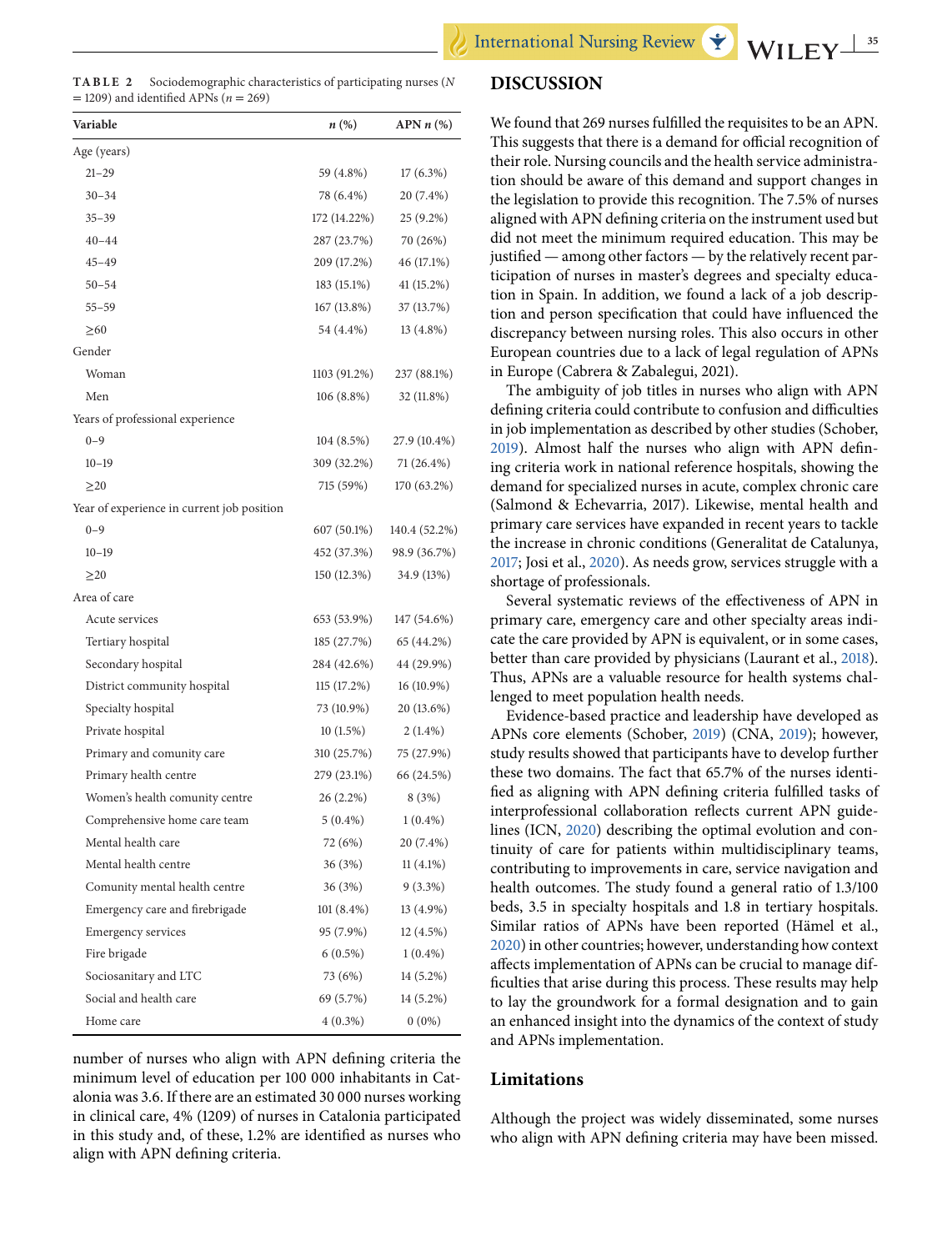**TABLE 2** Sociodemographic characteristics of participating nurses ($N$ = 1209) and identified APNs ($n$ = 269)

| Variable | $n$ (%) | APN $n$ (%) |
|---|---|---|
| Age (years) | | |
| 21–29 | 59 (4.8%) | 17 (6.3%) |
| 30–34 | 78 (6.4%) | 20 (7.4%) |
| 35–39 | 172 (14.22%) | 25 (9.2%) |
| 40–44 | 287 (23.7%) | 70 (26%) |
| 45–49 | 209 (17.2%) | 46 (17.1%) |
| 50–54 | 183 (15.1%) | 41 (15.2%) |
| 55–59 | 167 (13.8%) | 37 (13.7%) |
| ≥60 | 54 (4.4%) | 13 (4.8%) |
| Gender | | |
| Woman | 1103 (91.2%) | 237 (88.1%) |
| Men | 106 (8.8%) | 32 (11.8%) |
| Years of professional experience | | |
| 0–9 | 104 (8.5%) | 27.9 (10.4%) |
| 10–19 | 309 (32.2%) | 71 (26.4%) |
| ≥20 | 715 (59%) | 170 (63.2%) |
| Year of experience in current job position | | |
| 0–9 | 607 (50.1%) | 140.4 (52.2%) |
| 10–19 | 452 (37.3%) | 98.9 (36.7%) |
| ≥20 | 150 (12.3%) | 34.9 (13%) |
| Area of care | | |
| Acute services | 653 (53.9%) | 147 (54.6%) |
| Tertiary hospital | 185 (27.7%) | 65 (44.2%) |
| Secondary hospital | 284 (42.6%) | 44 (29.9%) |
| District community hospital | 115 (17.2%) | 16 (10.9%) |
| Specialty hospital | 73 (10.9%) | 20 (13.6%) |
| Private hospital | 10 (1.5%) | 2 (1.4%) |
| Primary and comunity care | 310 (25.7%) | 75 (27.9%) |
| Primary health centre | 279 (23.1%) | 66 (24.5%) |
| Women's health comunity centre | 26 (2.2%) | 8 (3%) |
| Comprehensive home care team | 5 (0.4%) | 1 (0.4%) |
| Mental health care | 72 (6%) | 20 (7.4%) |
| Mental health centre | 36 (3%) | 11 (4.1%) |
| Comunity mental health centre | 36 (3%) | 9 (3.3%) |
| Emergency care and firebrigade | 101 (8.4%) | 13 (4.9%) |
| Emergency services | 95 (7.9%) | 12 (4.5%) |
| Fire brigade | 6 (0.5%) | 1 (0.4%) |
| Sociosanitary and LTC | 73 (6%) | 14 (5.2%) |
| Social and health care | 69 (5.7%) | 14 (5.2%) |
| Home care | 4 (0.3%) | 0 (0%) |

number of nurses who align with APN defining criteria the minimum level of education per 100 000 inhabitants in Catalonia was 3.6. If there are an estimated 30 000 nurses working in clinical care, 4% (1209) of nurses in Catalonia participated in this study and, of these, 1.2% are identified as nurses who align with APN defining criteria.

## DISCUSSION

We found that 269 nurses fulfilled the requisites to be an APN. This suggests that there is a demand for official recognition of their role. Nursing councils and the health service administration should be aware of this demand and support changes in the legislation to provide this recognition. The 7.5% of nurses aligned with APN defining criteria on the instrument used but did not meet the minimum required education. This may be justified — among other factors — by the relatively recent participation of nurses in master's degrees and specialty education in Spain. In addition, we found a lack of a job description and person specification that could have influenced the discrepancy between nursing roles. This also occurs in other European countries due to a lack of legal regulation of APNs in Europe (Cabrera & Zabalegui, 2021).

The ambiguity of job titles in nurses who align with APN defining criteria could contribute to confusion and difficulties in job implementation as described by other studies (Schober, 2019). Almost half the nurses who align with APN defining criteria work in national reference hospitals, showing the demand for specialized nurses in acute, complex chronic care (Salmond & Echevarria, 2017). Likewise, mental health and primary care services have expanded in recent years to tackle the increase in chronic conditions (Generalitat de Catalunya, 2017; Josi et al., 2020). As needs grow, services struggle with a shortage of professionals.

Several systematic reviews of the effectiveness of APN in primary care, emergency care and other specialty areas indicate the care provided by APN is equivalent, or in some cases, better than care provided by physicians (Laurant et al., 2018). Thus, APNs are a valuable resource for health systems challenged to meet population health needs.

Evidence-based practice and leadership have developed as APNs core elements (Schober, 2019) (CNA, 2019); however, study results showed that participants have to develop further these two domains. The fact that 65.7% of the nurses identified as aligning with APN defining criteria fulfilled tasks of interprofessional collaboration reflects current APN guidelines (ICN, 2020) describing the optimal evolution and continuity of care for patients within multidisciplinary teams, contributing to improvements in care, service navigation and health outcomes. The study found a general ratio of 1.3/100 beds, 3.5 in specialty hospitals and 1.8 in tertiary hospitals. Similar ratios of APNs have been reported (Hämel et al., 2020) in other countries; however, understanding how context affects implementation of APNs can be crucial to manage difficulties that arise during this process. These results may help to lay the groundwork for a formal designation and to gain an enhanced insight into the dynamics of the context of study and APNs implementation.

### Limitations

Although the project was widely disseminated, some nurses who align with APN defining criteria may have been missed.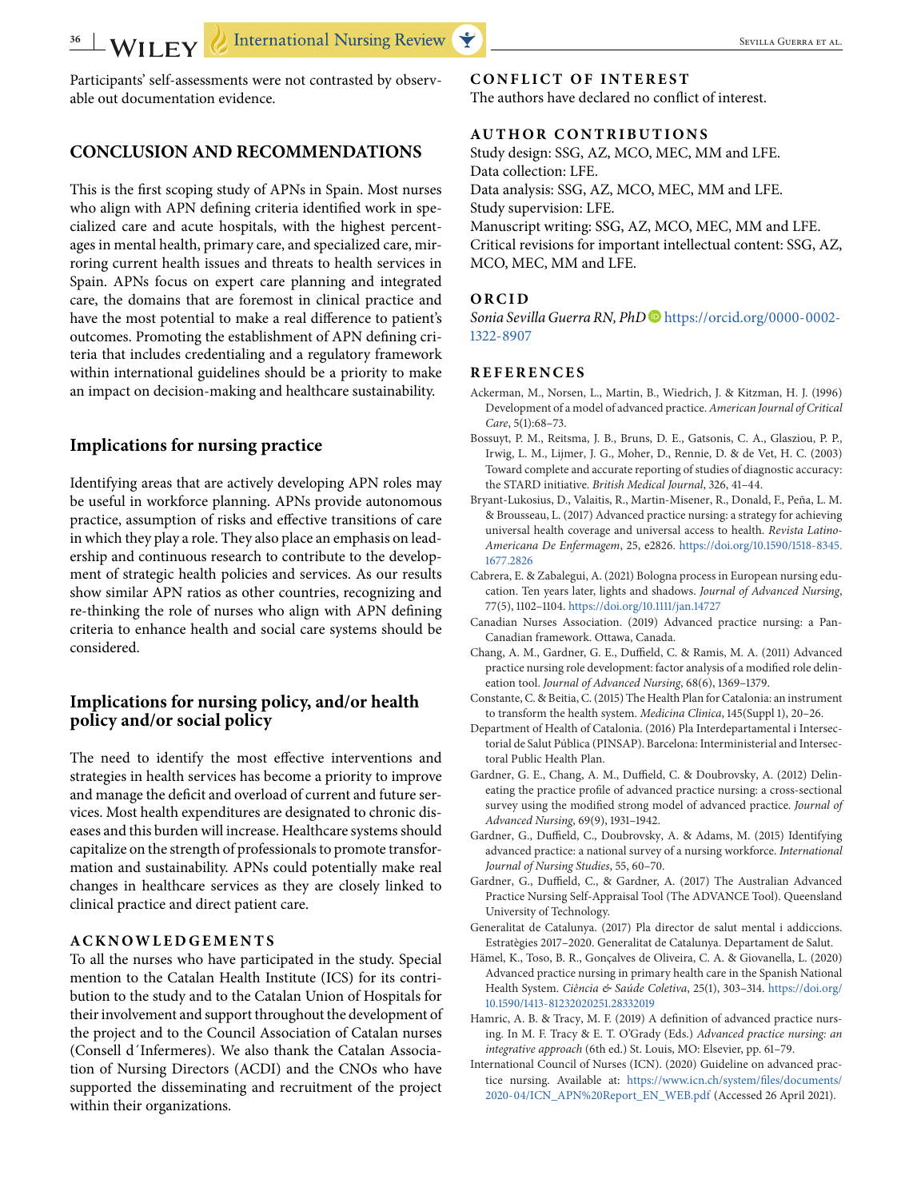Participants' self-assessments were not contrasted by observable out documentation evidence.

## CONCLUSION AND RECOMMENDATIONS

This is the first scoping study of APNs in Spain. Most nurses who align with APN defining criteria identified work in specialized care and acute hospitals, with the highest percentages in mental health, primary care, and specialized care, mirroring current health issues and threats to health services in Spain. APNs focus on expert care planning and integrated care, the domains that are foremost in clinical practice and have the most potential to make a real difference to patient's outcomes. Promoting the establishment of APN defining criteria that includes credentialing and a regulatory framework within international guidelines should be a priority to make an impact on decision-making and healthcare sustainability.

### Implications for nursing practice

Identifying areas that are actively developing APN roles may be useful in workforce planning. APNs provide autonomous practice, assumption of risks and effective transitions of care in which they play a role. They also place an emphasis on leadership and continuous research to contribute to the development of strategic health policies and services. As our results show similar APN ratios as other countries, recognizing and re-thinking the role of nurses who align with APN defining criteria to enhance health and social care systems should be considered.

### Implications for nursing policy, and/or health policy and/or social policy

The need to identify the most effective interventions and strategies in health services has become a priority to improve and manage the deficit and overload of current and future services. Most health expenditures are designated to chronic diseases and this burden will increase. Healthcare systems should capitalize on the strength of professionals to promote transformation and sustainability. APNs could potentially make real changes in healthcare services as they are closely linked to clinical practice and direct patient care.

## ACKNOWLEDGEMENTS

To all the nurses who have participated in the study. Special mention to the Catalan Health Institute (ICS) for its contribution to the study and to the Catalan Union of Hospitals for their involvement and support throughout the development of the project and to the Council Association of Catalan nurses (Consell d´Infermeres). We also thank the Catalan Association of Nursing Directors (ACDI) and the CNOs who have supported the disseminating and recruitment of the project within their organizations.

## CONFLICT OF INTEREST

The authors have declared no conflict of interest.

## AUTHOR CONTRIBUTIONS

Study design: SSG, AZ, MCO, MEC, MM and LFE.
Data collection: LFE.
Data analysis: SSG, AZ, MCO, MEC, MM and LFE.
Study supervision: LFE.
Manuscript writing: SSG, AZ, MCO, MEC, MM and LFE.
Critical revisions for important intellectual content: SSG, AZ, MCO, MEC, MM and LFE.

## ORCID

*Sonia Sevilla Guerra RN, PhD* https://orcid.org/0000-0002-1322-8907

## REFERENCES

Ackerman, M., Norsen, L., Martin, B., Wiedrich, J. & Kitzman, H. J. (1996) Development of a model of advanced practice. *American Journal of Critical Care*, 5(1):68–73.

Bossuyt, P. M., Reitsma, J. B., Bruns, D. E., Gatsonis, C. A., Glasziou, P. P., Irwig, L. M., Lijmer, J. G., Moher, D., Rennie, D. & de Vet, H. C. (2003) Toward complete and accurate reporting of studies of diagnostic accuracy: the STARD initiative. *British Medical Journal*, 326, 41–44.

Bryant-Lukosius, D., Valaitis, R., Martin-Misener, R., Donald, F., Peña, L. M. & Brousseau, L. (2017) Advanced practice nursing: a strategy for achieving universal health coverage and universal access to health. *Revista Latino-Americana De Enfermagem*, 25, e2826. https://doi.org/10.1590/1518-8345.1677.2826

Cabrera, E. & Zabalegui, A. (2021) Bologna process in European nursing education. Ten years later, lights and shadows. *Journal of Advanced Nursing*, 77(5), 1102–1104. https://doi.org/10.1111/jan.14727

Canadian Nurses Association. (2019) Advanced practice nursing: a Pan-Canadian framework. Ottawa, Canada.

Chang, A. M., Gardner, G. E., Duffield, C. & Ramis, M. A. (2011) Advanced practice nursing role development: factor analysis of a modified role delineation tool. *Journal of Advanced Nursing*, 68(6), 1369–1379.

Constante, C. & Beitia, C. (2015) The Health Plan for Catalonia: an instrument to transform the health system. *Medicina Clinica*, 145(Suppl 1), 20–26.

Department of Health of Catalonia. (2016) Pla Interdepartamental i Intersectorial de Salut Pública (PINSAP). Barcelona: Interministerial and Intersectoral Public Health Plan.

Gardner, G. E., Chang, A. M., Duffield, C. & Doubrovsky, A. (2012) Delineating the practice profile of advanced practice nursing: a cross-sectional survey using the modified strong model of advanced practice. *Journal of Advanced Nursing*, 69(9), 1931–1942.

Gardner, G., Duffield, C., Doubrovsky, A. & Adams, M. (2015) Identifying advanced practice: a national survey of a nursing workforce. *International Journal of Nursing Studies*, 55, 60–70.

Gardner, G., Duffield, C., & Gardner, A. (2017) The Australian Advanced Practice Nursing Self-Appraisal Tool (The ADVANCE Tool). Queensland University of Technology.

Generalitat de Catalunya. (2017) Pla director de salut mental i addiccions. Estratègies 2017–2020. Generalitat de Catalunya. Departament de Salut.

Hämel, K., Toso, B. R., Gonçalves de Oliveira, C. A. & Giovanella, L. (2020) Advanced practice nursing in primary health care in the Spanish National Health System. *Ciência & Saúde Coletiva*, 25(1), 303–314. https://doi.org/10.1590/1413-81232020251.28332019

Hamric, A. B. & Tracy, M. F. (2019) A definition of advanced practice nursing. In M. F. Tracy & E. T. O'Grady (Eds.) *Advanced practice nursing: an integrative approach* (6th ed.) St. Louis, MO: Elsevier, pp. 61–79.

International Council of Nurses (ICN). (2020) Guideline on advanced practice nursing. Available at: https://www.icn.ch/system/files/documents/2020-04/ICN_APN%20Report_EN_WEB.pdf (Accessed 26 April 2021).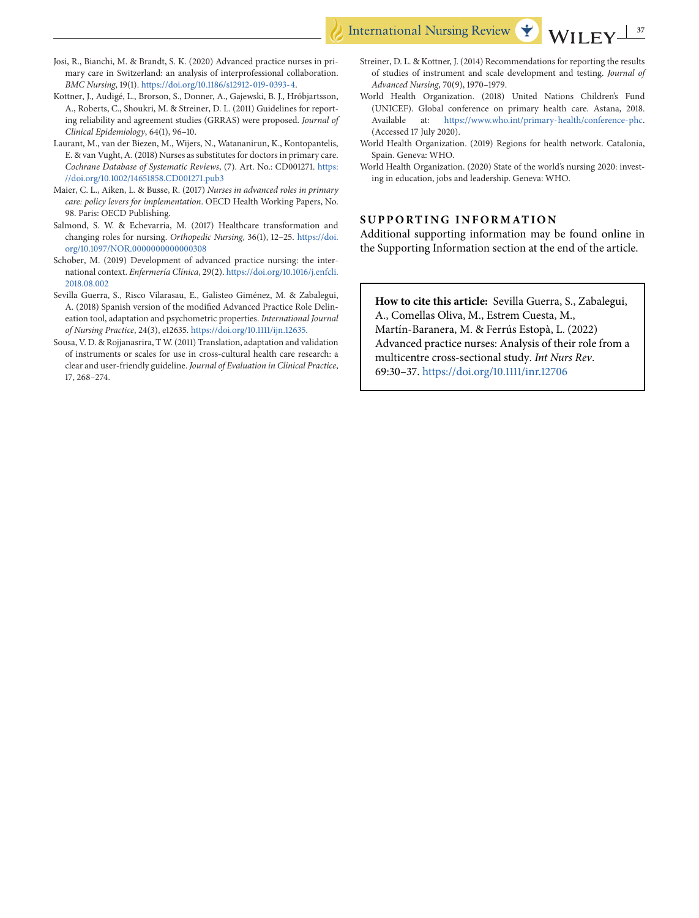Josi, R., Bianchi, M. & Brandt, S. K. (2020) Advanced practice nurses in primary care in Switzerland: an analysis of interprofessional collaboration. *BMC Nursing*, 19(1). https://doi.org/10.1186/s12912-019-0393-4.

Kottner, J., Audigé, L., Brorson, S., Donner, A., Gajewski, B. J., Hróbjartsson, A., Roberts, C., Shoukri, M. & Streiner, D. L. (2011) Guidelines for reporting reliability and agreement studies (GRRAS) were proposed. *Journal of Clinical Epidemiology*, 64(1), 96–10.

Laurant, M., van der Biezen, M., Wijers, N., Watananirun, K., Kontopantelis, E. & van Vught, A. (2018) Nurses as substitutes for doctors in primary care. *Cochrane Database of Systematic Reviews*, (7). Art. No.: CD001271. https://doi.org/10.1002/14651858.CD001271.pub3

Maier, C. L., Aiken, L. & Busse, R. (2017) *Nurses in advanced roles in primary care: policy levers for implementation*. OECD Health Working Papers, No. 98. Paris: OECD Publishing.

Salmond, S. W. & Echevarria, M. (2017) Healthcare transformation and changing roles for nursing. *Orthopedic Nursing*, 36(1), 12–25. https://doi.org/10.1097/NOR.0000000000000308

Schober, M. (2019) Development of advanced practice nursing: the international context. *Enfermería Clínica*, 29(2). https://doi.org/10.1016/j.enfcli.2018.08.002

Sevilla Guerra, S., Risco Vilarasau, E., Galisteo Giménez, M. & Zabalegui, A. (2018) Spanish version of the modified Advanced Practice Role Delineation tool, adaptation and psychometric properties. *International Journal of Nursing Practice*, 24(3), e12635. https://doi.org/10.1111/ijn.12635.

Sousa, V. D. & Rojjanasrira, T W. (2011) Translation, adaptation and validation of instruments or scales for use in cross-cultural health care research: a clear and user-friendly guideline. *Journal of Evaluation in Clinical Practice*, 17, 268–274.

Streiner, D. L. & Kottner, J. (2014) Recommendations for reporting the results of studies of instrument and scale development and testing. *Journal of Advanced Nursing*, 70(9), 1970–1979.

World Health Organization. (2018) United Nations Children's Fund (UNICEF). Global conference on primary health care. Astana, 2018. Available at: https://www.who.int/primary-health/conference-phc. (Accessed 17 July 2020).

World Health Organization. (2019) Regions for health network. Catalonia, Spain. Geneva: WHO.

World Health Organization. (2020) State of the world's nursing 2020: investing in education, jobs and leadership. Geneva: WHO.

## SUPPORTING INFORMATION

Additional supporting information may be found online in the Supporting Information section at the end of the article.

**How to cite this article:** Sevilla Guerra, S., Zabalegui, A., Comellas Oliva, M., Estrem Cuesta, M., Martín-Baranera, M. & Ferrús Estopà, L. (2022) Advanced practice nurses: Analysis of their role from a multicentre cross-sectional study. *Int Nurs Rev*. 69:30–37. https://doi.org/10.1111/inr.12706